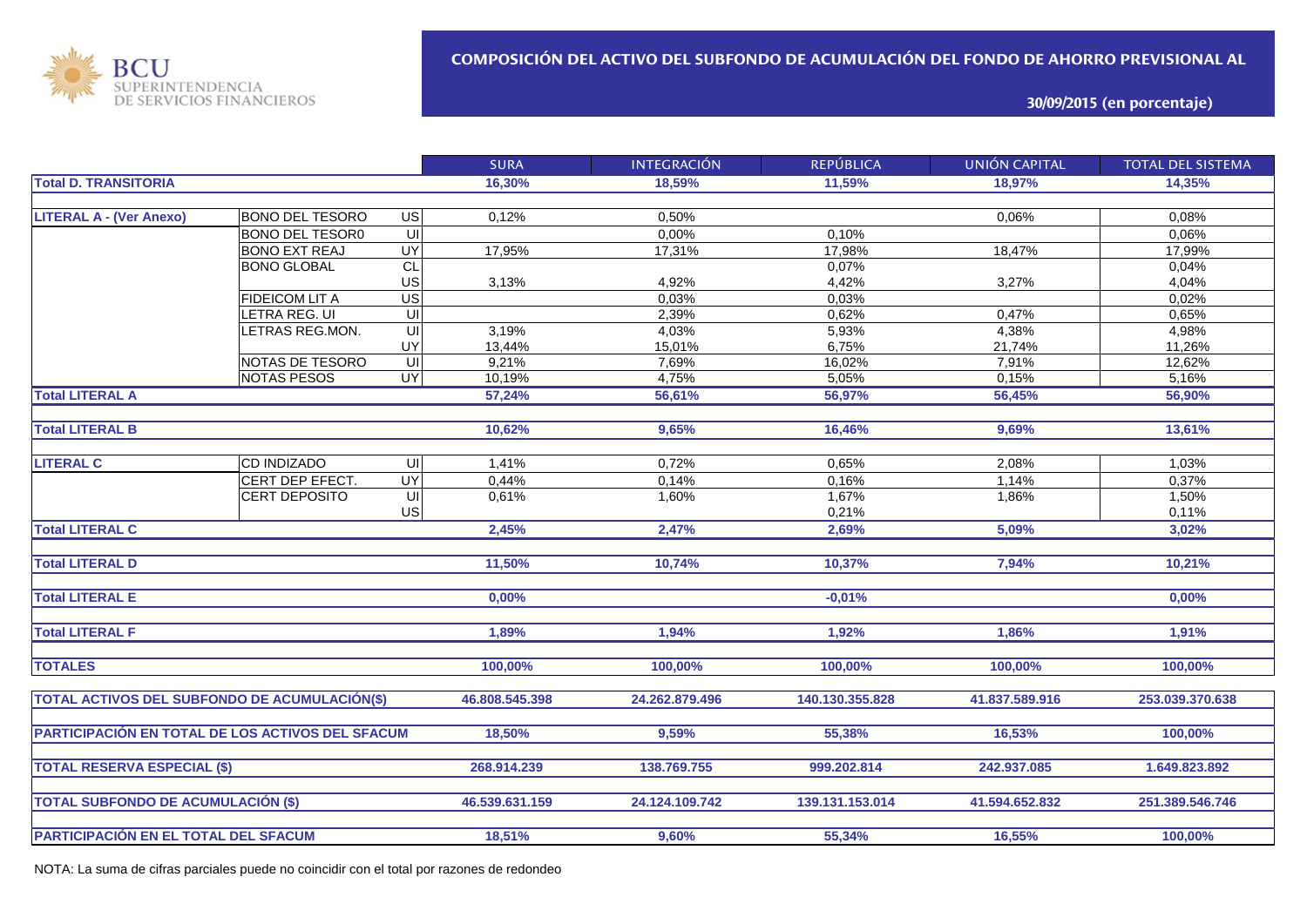BCU SUPERINTENDENCIA DE SERVICIOS FINANCIEROS

## COMPOSICIÓN DEL ACTIVO DEL SUBFONDO DE ACUMULACIÓN DEL FONDO DE AHORRO PREVISIONAL AL

**30/09/2015 (en porcentaje)**

| | | | SURA | INTEGRACIÓN | REPÚBLICA | UNIÓN CAPITAL | TOTAL DEL SISTEMA |
|---|---|---|---|---|---|---|---|
| **Total D. TRANSITORIA** | | | **16,30%** | **18,59%** | **11,59%** | **18,97%** | **14,35%** |
| **LITERAL A - (Ver Anexo)** | BONO DEL TESORO | US | 0,12% | 0,50% | | 0,06% | 0,08% |
| | BONO DEL TESOR0 | UI | | 0,00% | 0,10% | | 0,06% |
| | BONO EXT REAJ | UY | 17,95% | 17,31% | 17,98% | 18,47% | 17,99% |
| | BONO GLOBAL | CL | | | 0,07% | | 0,04% |
| | | US | 3,13% | 4,92% | 4,42% | 3,27% | 4,04% |
| | FIDEICOM LIT A | US | | 0,03% | 0,03% | | 0,02% |
| | LETRA REG. UI | UI | | 2,39% | 0,62% | 0,47% | 0,65% |
| | LETRAS REG.MON. | UI | 3,19% | 4,03% | 5,93% | 4,38% | 4,98% |
| | | UY | 13,44% | 15,01% | 6,75% | 21,74% | 11,26% |
| | NOTAS DE TESORO | UI | 9,21% | 7,69% | 16,02% | 7,91% | 12,62% |
| | NOTAS PESOS | UY | 10,19% | 4,75% | 5,05% | 0,15% | 5,16% |
| **Total LITERAL A** | | | **57,24%** | **56,61%** | **56,97%** | **56,45%** | **56,90%** |
| **Total LITERAL B** | | | **10,62%** | **9,65%** | **16,46%** | **9,69%** | **13,61%** |
| **LITERAL C** | CD INDIZADO | UI | 1,41% | 0,72% | 0,65% | 2,08% | 1,03% |
| | CERT DEP EFECT. | UY | 0,44% | 0,14% | 0,16% | 1,14% | 0,37% |
| | CERT DEPOSITO | UI | 0,61% | 1,60% | 1,67% | 1,86% | 1,50% |
| | | US | | | 0,21% | | 0,11% |
| **Total LITERAL C** | | | **2,45%** | **2,47%** | **2,69%** | **5,09%** | **3,02%** |
| **Total LITERAL D** | | | **11,50%** | **10,74%** | **10,37%** | **7,94%** | **10,21%** |
| **Total LITERAL E** | | | **0,00%** | | **-0,01%** | | **0,00%** |
| **Total LITERAL F** | | | **1,89%** | **1,94%** | **1,92%** | **1,86%** | **1,91%** |
| **TOTALES** | | | **100,00%** | **100,00%** | **100,00%** | **100,00%** | **100,00%** |
| **TOTAL ACTIVOS DEL SUBFONDO DE ACUMULACIÓN($)** | | | **46.808.545.398** | **24.262.879.496** | **140.130.355.828** | **41.837.589.916** | **253.039.370.638** |
| **PARTICIPACIÓN EN TOTAL DE LOS ACTIVOS DEL SFACUM** | | | **18,50%** | **9,59%** | **55,38%** | **16,53%** | **100,00%** |
| **TOTAL RESERVA ESPECIAL ($)** | | | **268.914.239** | **138.769.755** | **999.202.814** | **242.937.085** | **1.649.823.892** |
| **TOTAL SUBFONDO DE ACUMULACIÓN ($)** | | | **46.539.631.159** | **24.124.109.742** | **139.131.153.014** | **41.594.652.832** | **251.389.546.746** |
| **PARTICIPACIÓN EN EL TOTAL DEL SFACUM** | | | **18,51%** | **9,60%** | **55,34%** | **16,55%** | **100,00%** |

NOTA: La suma de cifras parciales puede no coincidir con el total por razones de redondeo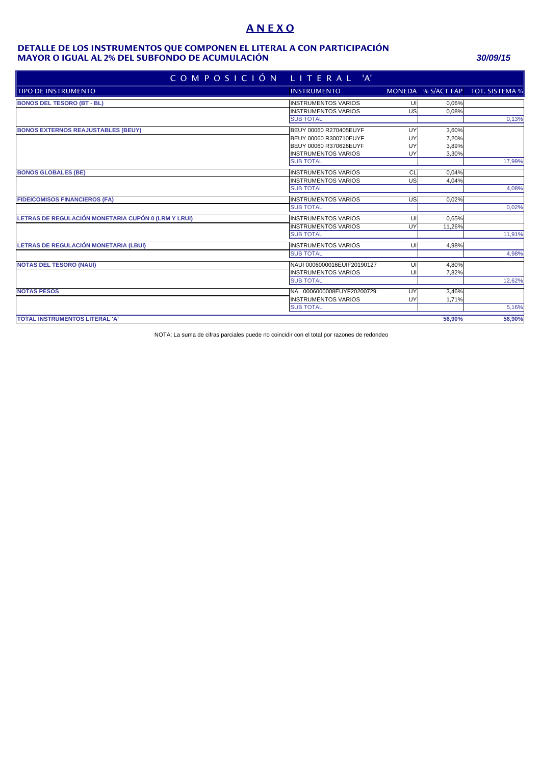# ANEXO

## DETALLE DE LOS INSTRUMENTOS QUE COMPONEN EL LITERAL A CON PARTICIPACIÓN MAYOR O IGUAL AL 2% DEL SUBFONDO DE ACUMULACIÓN

***30/09/15***

| COMPOSICIÓN LITERAL 'A' | | | | |
|---|---|---|---|---|
| **TIPO DE INSTRUMENTO** | **INSTRUMENTO** | **MONEDA** | **% S/ACT FAP** | **TOT. SISTEMA %** |
| **BONOS DEL TESORO (BT - BL)** | INSTRUMENTOS VARIOS | UI | 0,06% | |
| | INSTRUMENTOS VARIOS | US | 0,08% | |
| | SUB TOTAL | | | 0,13% |
| **BONOS EXTERNOS REAJUSTABLES (BEUY)** | BEUY 00060 R270405EUYF | UY | 3,60% | |
| | BEUY 00060 R300710EUYF | UY | 7,20% | |
| | BEUY 00060 R370626EUYF | UY | 3,89% | |
| | INSTRUMENTOS VARIOS | UY | 3,30% | |
| | SUB TOTAL | | | 17,99% |
| **BONOS GLOBALES (BE)** | INSTRUMENTOS VARIOS | CL | 0,04% | |
| | INSTRUMENTOS VARIOS | US | 4,04% | |
| | SUB TOTAL | | | 4,08% |
| **FIDEICOMISOS FINANCIEROS (FA)** | INSTRUMENTOS VARIOS | US | 0,02% | |
| | SUB TOTAL | | | 0,02% |
| **LETRAS DE REGULACIÓN MONETARIA CUPÓN 0 (LRM Y LRUI)** | INSTRUMENTOS VARIOS | UI | 0,65% | |
| | INSTRUMENTOS VARIOS | UY | 11,26% | |
| | SUB TOTAL | | | 11,91% |
| **LETRAS DE REGULACIÓN MONETARIA (LBUI)** | INSTRUMENTOS VARIOS | UI | 4,98% | |
| | SUB TOTAL | | | 4,98% |
| **NOTAS DEL TESORO (NAUI)** | NAUI 0006000016EUIF20190127 | UI | 4,80% | |
| | INSTRUMENTOS VARIOS | UI | 7,82% | |
| | SUB TOTAL | | | 12,62% |
| **NOTAS PESOS** | NA 0006000008EUYF20200729 | UY | 3,46% | |
| | INSTRUMENTOS VARIOS | UY | 1,71% | |
| | SUB TOTAL | | | 5,16% |
| **TOTAL INSTRUMENTOS LITERAL 'A'** | | | **56,90%** | **56,90%** |

NOTA: La suma de cifras parciales puede no coincidir con el total por razones de redondeo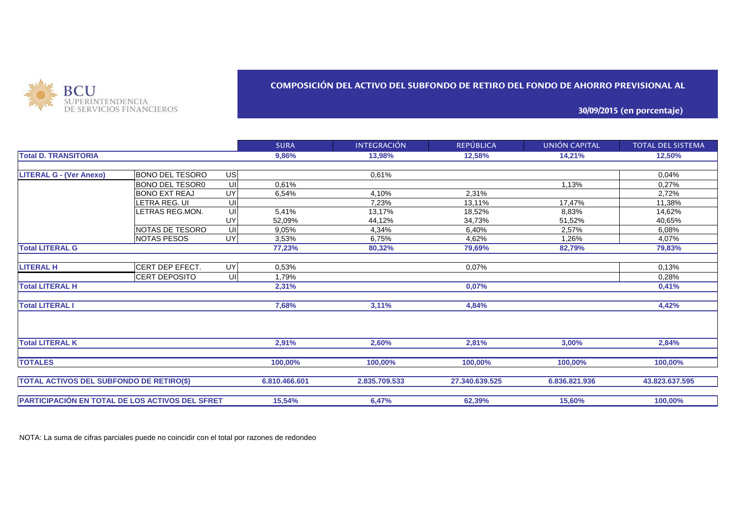BCU SUPERINTENDENCIA DE SERVICIOS FINANCIEROS

## COMPOSICIÓN DEL ACTIVO DEL SUBFONDO DE RETIRO DEL FONDO DE AHORRO PREVISIONAL AL

### 30/09/2015 (en porcentaje)

| | | | SURA | INTEGRACIÓN | REPÚBLICA | UNIÓN CAPITAL | TOTAL DEL SISTEMA |
|---|---|---|---|---|---|---|---|
| **Total D. TRANSITORIA** | | | **9,86%** | **13,98%** | **12,58%** | **14,21%** | **12,50%** |
| **LITERAL G - (Ver Anexo)** | BONO DEL TESORO | US | | 0,61% | | | 0,04% |
| | BONO DEL TESOR0 | UI | 0,61% | | | 1,13% | 0,27% |
| | BONO EXT REAJ | UY | 6,54% | 4,10% | 2,31% | | 2,72% |
| | LETRA REG. UI | UI | | 7,23% | 13,11% | 17,47% | 11,38% |
| | LETRAS REG.MON. | UI | 5,41% | 13,17% | 18,52% | 8,83% | 14,62% |
| | | UY | 52,09% | 44,12% | 34,73% | 51,52% | 40,65% |
| | NOTAS DE TESORO | UI | 9,05% | 4,34% | 6,40% | 2,57% | 6,08% |
| | NOTAS PESOS | UY | 3,53% | 6,75% | 4,62% | 1,26% | 4,07% |
| **Total LITERAL G** | | | **77,23%** | **80,32%** | **79,69%** | **82,79%** | **79,83%** |
| **LITERAL H** | CERT DEP EFECT. | UY | 0,53% | | 0,07% | | 0,13% |
| | CERT DEPOSITO | UI | 1,79% | | | | 0,28% |
| **Total LITERAL H** | | | **2,31%** | | **0,07%** | | **0,41%** |
| **Total LITERAL I** | | | **7,68%** | **3,11%** | **4,84%** | | **4,42%** |
| **Total LITERAL K** | | | **2,91%** | **2,60%** | **2,81%** | **3,00%** | **2,84%** |
| **TOTALES** | | | **100,00%** | **100,00%** | **100,00%** | **100,00%** | **100,00%** |
| **TOTAL ACTIVOS DEL SUBFONDO DE RETIRO($)** | | | **6.810.466.601** | **2.835.709.533** | **27.340.639.525** | **6.836.821.936** | **43.823.637.595** |
| **PARTICIPACIÓN EN TOTAL DE LOS ACTIVOS DEL SFRET** | | | **15,54%** | **6,47%** | **62,39%** | **15,60%** | **100,00%** |

NOTA: La suma de cifras parciales puede no coincidir con el total por razones de redondeo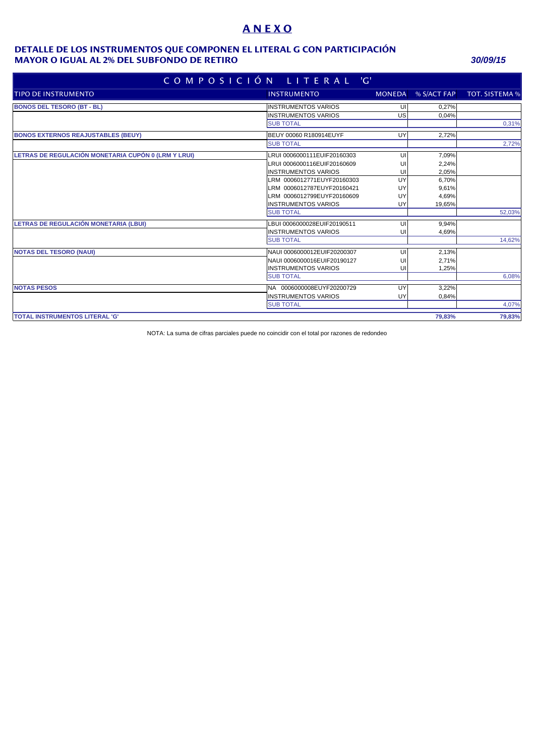# A N E X O

## DETALLE DE LOS INSTRUMENTOS QUE COMPONEN EL LITERAL G CON PARTICIPACIÓN MAYOR O IGUAL AL 2% DEL SUBFONDO DE RETIRO

*30/09/15*

| COMPOSICIÓN LITERAL 'G' | | | | |
|---|---|---|---|---|
| TIPO DE INSTRUMENTO | INSTRUMENTO | MONEDA | % S/ACT FAP | TOT. SISTEMA % |
| **BONOS DEL TESORO (BT - BL)** | INSTRUMENTOS VARIOS | UI | 0,27% | |
| | INSTRUMENTOS VARIOS | US | 0,04% | |
| | SUB TOTAL | | | 0,31% |
| **BONOS EXTERNOS REAJUSTABLES (BEUY)** | BEUY 00060 R180914EUYF | UY | 2,72% | |
| | SUB TOTAL | | | 2,72% |
| **LETRAS DE REGULACIÓN MONETARIA CUPÓN 0 (LRM Y LRUI)** | LRUI 0006000111EUIF20160303 | UI | 7,09% | |
| | LRUI 0006000116EUIF20160609 | UI | 2,24% | |
| | INSTRUMENTOS VARIOS | UI | 2,05% | |
| | LRM 0006012771EUYF20160303 | UY | 6,70% | |
| | LRM 0006012787EUYF20160421 | UY | 9,61% | |
| | LRM 0006012799EUYF20160609 | UY | 4,69% | |
| | INSTRUMENTOS VARIOS | UY | 19,65% | |
| | SUB TOTAL | | | 52,03% |
| **LETRAS DE REGULACIÓN MONETARIA (LBUI)** | LBUI 0006000028EUIF20190511 | UI | 9,94% | |
| | INSTRUMENTOS VARIOS | UI | 4,69% | |
| | SUB TOTAL | | | 14,62% |
| **NOTAS DEL TESORO (NAUI)** | NAUI 0006000012EUIF20200307 | UI | 2,13% | |
| | NAUI 0006000016EUIF20190127 | UI | 2,71% | |
| | INSTRUMENTOS VARIOS | UI | 1,25% | |
| | SUB TOTAL | | | 6,08% |
| **NOTAS PESOS** | NA 0006000008EUYF20200729 | UY | 3,22% | |
| | INSTRUMENTOS VARIOS | UY | 0,84% | |
| | SUB TOTAL | | | 4,07% |
| **TOTAL INSTRUMENTOS LITERAL 'G'** | | | **79,83%** | **79,83%** |

NOTA: La suma de cifras parciales puede no coincidir con el total por razones de redondeo